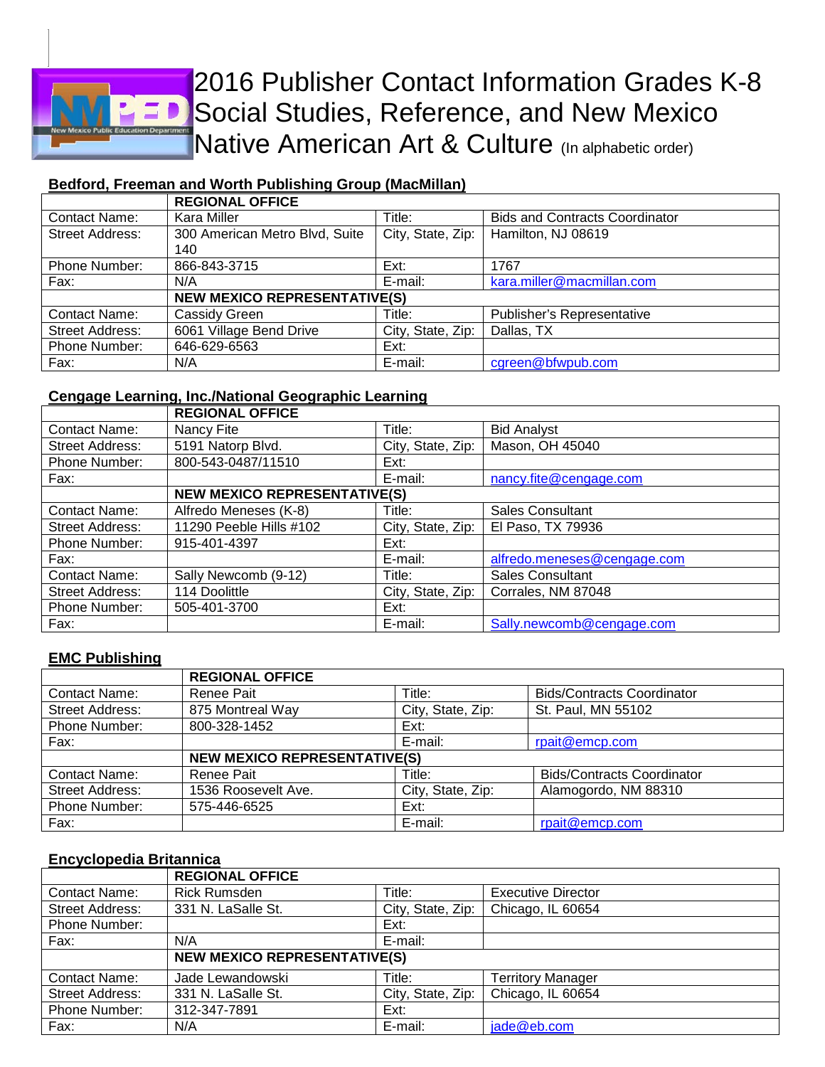# 2016 Publisher Contact Information Grades K-8 Social Studies, Reference, and New Mexico Native American Art & Culture (In alphabetic order)

## Bedford, Freeman and Worth Publishing Group (MacMillan)

| | REGIONAL OFFICE | | |
|---|---|---|---|
| Contact Name: | Kara Miller | Title: | Bids and Contracts Coordinator |
| Street Address: | 300 American Metro Blvd, Suite 140 | City, State, Zip: | Hamilton, NJ 08619 |
| Phone Number: | 866-843-3715 | Ext: | 1767 |
| Fax: | N/A | E-mail: | kara.miller@macmillan.com |
| | NEW MEXICO REPRESENTATIVE(S) | | |
| Contact Name: | Cassidy Green | Title: | Publisher's Representative |
| Street Address: | 6061 Village Bend Drive | City, State, Zip: | Dallas, TX |
| Phone Number: | 646-629-6563 | Ext: | |
| Fax: | N/A | E-mail: | cgreen@bfwpub.com |

## Cengage Learning, Inc./National Geographic Learning

| | REGIONAL OFFICE | | |
|---|---|---|---|
| Contact Name: | Nancy Fite | Title: | Bid Analyst |
| Street Address: | 5191 Natorp Blvd. | City, State, Zip: | Mason, OH 45040 |
| Phone Number: | 800-543-0487/11510 | Ext: | |
| Fax: | | E-mail: | nancy.fite@cengage.com |
| | NEW MEXICO REPRESENTATIVE(S) | | |
| Contact Name: | Alfredo Meneses (K-8) | Title: | Sales Consultant |
| Street Address: | 11290 Peeble Hills #102 | City, State, Zip: | El Paso, TX 79936 |
| Phone Number: | 915-401-4397 | Ext: | |
| Fax: | | E-mail: | alfredo.meneses@cengage.com |
| Contact Name: | Sally Newcomb (9-12) | Title: | Sales Consultant |
| Street Address: | 114 Doolittle | City, State, Zip: | Corrales, NM 87048 |
| Phone Number: | 505-401-3700 | Ext: | |
| Fax: | | E-mail: | Sally.newcomb@cengage.com |

## EMC Publishing

| | REGIONAL OFFICE | | |
|---|---|---|---|
| Contact Name: | Renee Pait | Title: | Bids/Contracts Coordinator |
| Street Address: | 875 Montreal Way | City, State, Zip: | St. Paul, MN 55102 |
| Phone Number: | 800-328-1452 | Ext: | |
| Fax: | | E-mail: | rpait@emcp.com |
| | NEW MEXICO REPRESENTATIVE(S) | | |
| Contact Name: | Renee Pait | Title: | Bids/Contracts Coordinator |
| Street Address: | 1536 Roosevelt Ave. | City, State, Zip: | Alamogordo, NM 88310 |
| Phone Number: | 575-446-6525 | Ext: | |
| Fax: | | E-mail: | rpait@emcp.com |

## Encyclopedia Britannica

| | REGIONAL OFFICE | | |
|---|---|---|---|
| Contact Name: | Rick Rumsden | Title: | Executive Director |
| Street Address: | 331 N. LaSalle St. | City, State, Zip: | Chicago, IL 60654 |
| Phone Number: | | Ext: | |
| Fax: | N/A | E-mail: | |
| | NEW MEXICO REPRESENTATIVE(S) | | |
| Contact Name: | Jade Lewandowski | Title: | Territory Manager |
| Street Address: | 331 N. LaSalle St. | City, State, Zip: | Chicago, IL 60654 |
| Phone Number: | 312-347-7891 | Ext: | |
| Fax: | N/A | E-mail: | jade@eb.com |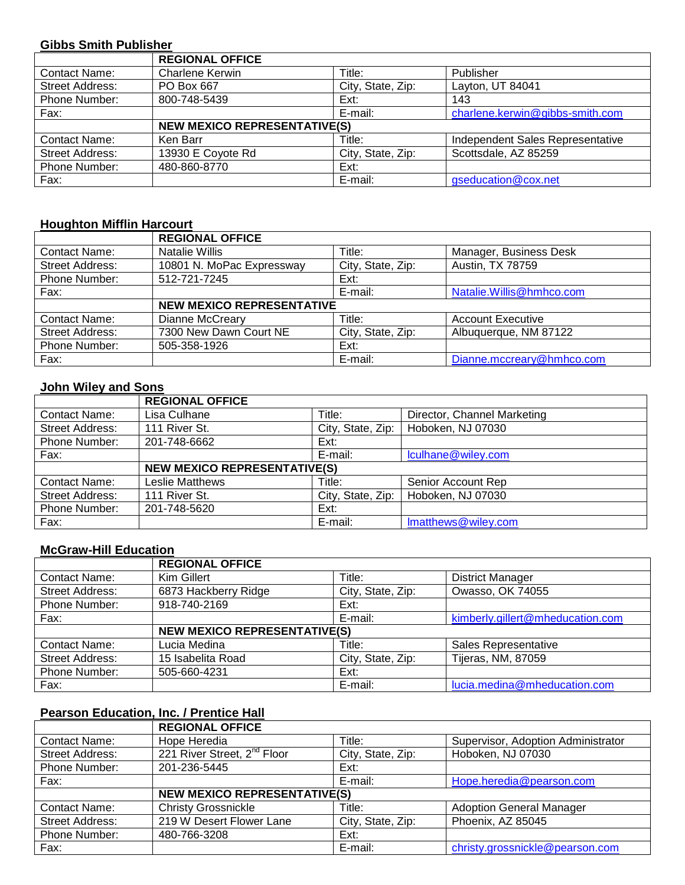**Gibbs Smith Publisher**

| | REGIONAL OFFICE | | |
|---|---|---|---|
| Contact Name: | Charlene Kerwin | Title: | Publisher |
| Street Address: | PO Box 667 | City, State, Zip: | Layton, UT 84041 |
| Phone Number: | 800-748-5439 | Ext: | 143 |
| Fax: | | E-mail: | charlene.kerwin@gibbs-smith.com |
| | NEW MEXICO REPRESENTATIVE(S) | | |
| Contact Name: | Ken Barr | Title: | Independent Sales Representative |
| Street Address: | 13930 E Coyote Rd | City, State, Zip: | Scottsdale, AZ 85259 |
| Phone Number: | 480-860-8770 | Ext: | |
| Fax: | | E-mail: | gseducation@cox.net |

**Houghton Mifflin Harcourt**

| | REGIONAL OFFICE | | |
|---|---|---|---|
| Contact Name: | Natalie Willis | Title: | Manager, Business Desk |
| Street Address: | 10801 N. MoPac Expressway | City, State, Zip: | Austin, TX 78759 |
| Phone Number: | 512-721-7245 | Ext: | |
| Fax: | | E-mail: | Natalie.Willis@hmhco.com |
| | NEW MEXICO REPRESENTATIVE | | |
| Contact Name: | Dianne McCreary | Title: | Account Executive |
| Street Address: | 7300 New Dawn Court NE | City, State, Zip: | Albuquerque, NM 87122 |
| Phone Number: | 505-358-1926 | Ext: | |
| Fax: | | E-mail: | Dianne.mccreary@hmhco.com |

**John Wiley and Sons**

| | REGIONAL OFFICE | | |
|---|---|---|---|
| Contact Name: | Lisa Culhane | Title: | Director, Channel Marketing |
| Street Address: | 111 River St. | City, State, Zip: | Hoboken, NJ 07030 |
| Phone Number: | 201-748-6662 | Ext: | |
| Fax: | | E-mail: | lculhane@wiley.com |
| | NEW MEXICO REPRESENTATIVE(S) | | |
| Contact Name: | Leslie Matthews | Title: | Senior Account Rep |
| Street Address: | 111 River St. | City, State, Zip: | Hoboken, NJ 07030 |
| Phone Number: | 201-748-5620 | Ext: | |
| Fax: | | E-mail: | lmatthews@wiley.com |

**McGraw-Hill Education**

| | REGIONAL OFFICE | | |
|---|---|---|---|
| Contact Name: | Kim Gillert | Title: | District Manager |
| Street Address: | 6873 Hackberry Ridge | City, State, Zip: | Owasso, OK 74055 |
| Phone Number: | 918-740-2169 | Ext: | |
| Fax: | | E-mail: | kimberly.gillert@mheducation.com |
| | NEW MEXICO REPRESENTATIVE(S) | | |
| Contact Name: | Lucia Medina | Title: | Sales Representative |
| Street Address: | 15 Isabelita Road | City, State, Zip: | Tijeras, NM, 87059 |
| Phone Number: | 505-660-4231 | Ext: | |
| Fax: | | E-mail: | lucia.medina@mheducation.com |

**Pearson Education, Inc. / Prentice Hall**

| | REGIONAL OFFICE | | |
|---|---|---|---|
| Contact Name: | Hope Heredia | Title: | Supervisor, Adoption Administrator |
| Street Address: | 221 River Street, 2nd Floor | City, State, Zip: | Hoboken, NJ 07030 |
| Phone Number: | 201-236-5445 | Ext: | |
| Fax: | | E-mail: | Hope.heredia@pearson.com |
| | NEW MEXICO REPRESENTATIVE(S) | | |
| Contact Name: | Christy Grossnickle | Title: | Adoption General Manager |
| Street Address: | 219 W Desert Flower Lane | City, State, Zip: | Phoenix, AZ 85045 |
| Phone Number: | 480-766-3208 | Ext: | |
| Fax: | | E-mail: | christy.grossnickle@pearson.com |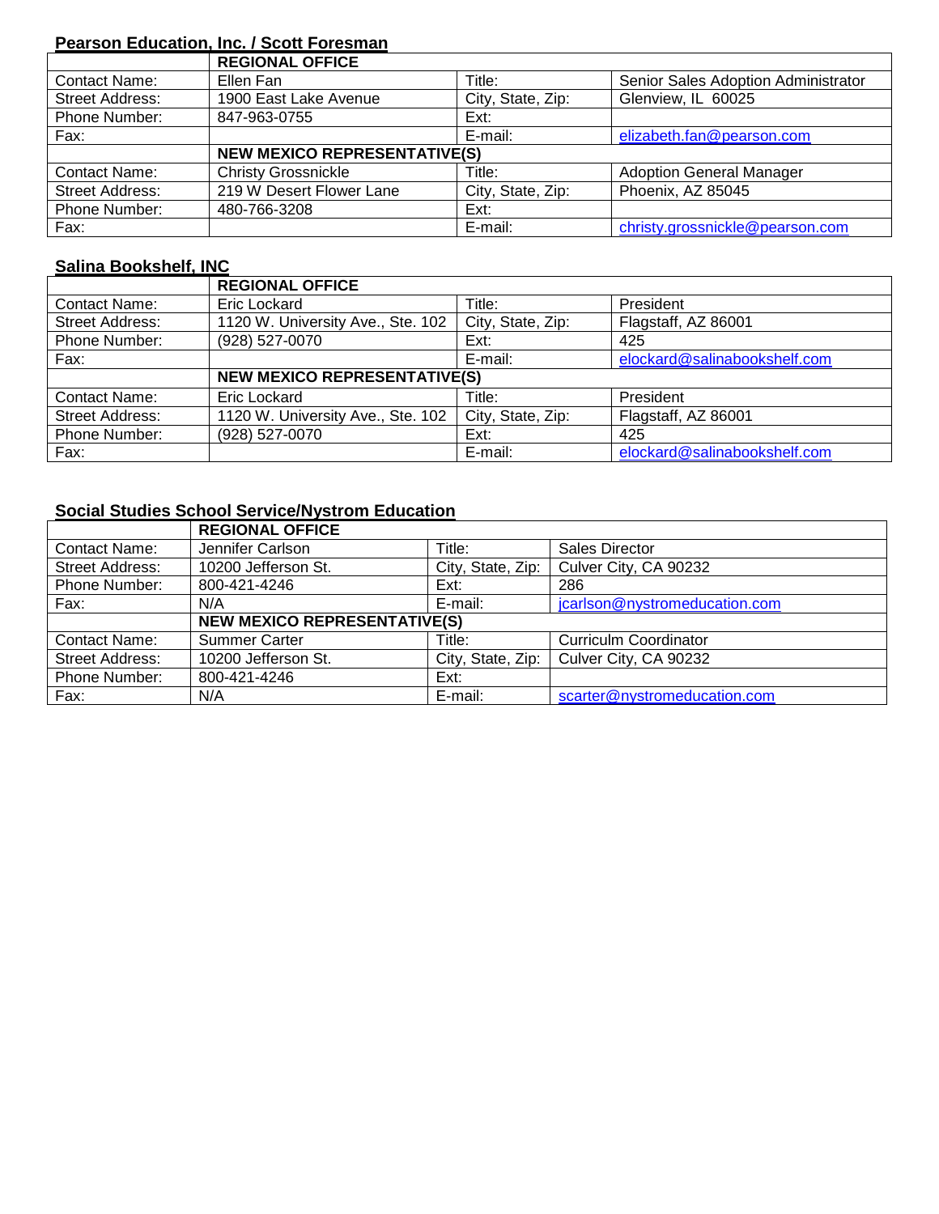**Pearson Education, Inc. / Scott Foresman**

| | REGIONAL OFFICE | | |
|---|---|---|---|
| Contact Name: | Ellen Fan | Title: | Senior Sales Adoption Administrator |
| Street Address: | 1900 East Lake Avenue | City, State, Zip: | Glenview, IL 60025 |
| Phone Number: | 847-963-0755 | Ext: | |
| Fax: | | E-mail: | elizabeth.fan@pearson.com |
| | **NEW MEXICO REPRESENTATIVE(S)** | | |
| Contact Name: | Christy Grossnickle | Title: | Adoption General Manager |
| Street Address: | 219 W Desert Flower Lane | City, State, Zip: | Phoenix, AZ 85045 |
| Phone Number: | 480-766-3208 | Ext: | |
| Fax: | | E-mail: | christy.grossnickle@pearson.com |

**Salina Bookshelf, INC**

| | REGIONAL OFFICE | | |
|---|---|---|---|
| Contact Name: | Eric Lockard | Title: | President |
| Street Address: | 1120 W. University Ave., Ste. 102 | City, State, Zip: | Flagstaff, AZ 86001 |
| Phone Number: | (928) 527-0070 | Ext: | 425 |
| Fax: | | E-mail: | elockard@salinabookshelf.com |
| | **NEW MEXICO REPRESENTATIVE(S)** | | |
| Contact Name: | Eric Lockard | Title: | President |
| Street Address: | 1120 W. University Ave., Ste. 102 | City, State, Zip: | Flagstaff, AZ 86001 |
| Phone Number: | (928) 527-0070 | Ext: | 425 |
| Fax: | | E-mail: | elockard@salinabookshelf.com |

**Social Studies School Service/Nystrom Education**

| | REGIONAL OFFICE | | |
|---|---|---|---|
| Contact Name: | Jennifer Carlson | Title: | Sales Director |
| Street Address: | 10200 Jefferson St. | City, State, Zip: | Culver City, CA 90232 |
| Phone Number: | 800-421-4246 | Ext: | 286 |
| Fax: | N/A | E-mail: | jcarlson@nystromeducation.com |
| | **NEW MEXICO REPRESENTATIVE(S)** | | |
| Contact Name: | Summer Carter | Title: | Curriculm Coordinator |
| Street Address: | 10200 Jefferson St. | City, State, Zip: | Culver City, CA 90232 |
| Phone Number: | 800-421-4246 | Ext: | |
| Fax: | N/A | E-mail: | scarter@nystromeducation.com |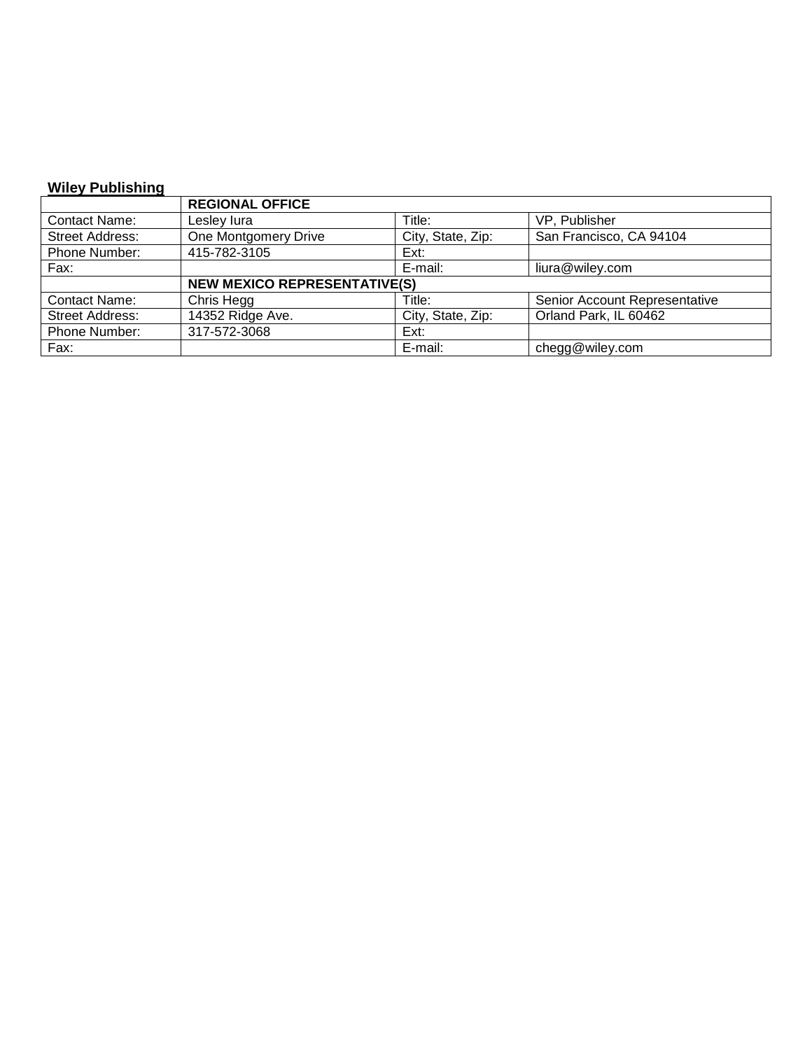**Wiley Publishing**

| | | | |
|---|---|---|---|
| | **REGIONAL OFFICE** | | |
| Contact Name: | Lesley Iura | Title: | VP, Publisher |
| Street Address: | One Montgomery Drive | City, State, Zip: | San Francisco, CA 94104 |
| Phone Number: | 415-782-3105 | Ext: | |
| Fax: | | E-mail: | liura@wiley.com |
| | **NEW MEXICO REPRESENTATIVE(S)** | | |
| Contact Name: | Chris Hegg | Title: | Senior Account Representative |
| Street Address: | 14352 Ridge Ave. | City, State, Zip: | Orland Park, IL 60462 |
| Phone Number: | 317-572-3068 | Ext: | |
| Fax: | | E-mail: | chegg@wiley.com |